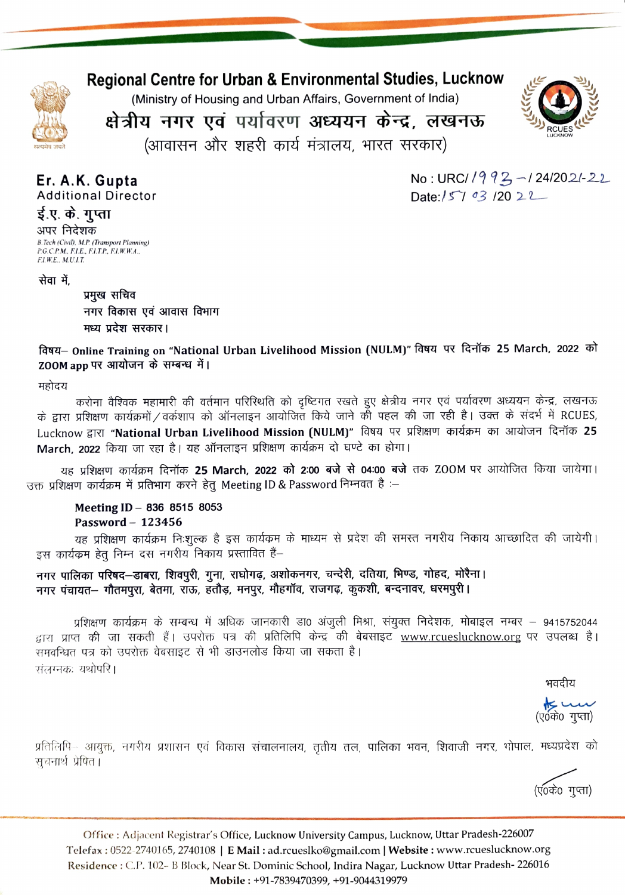# Regional Centre for Urban & Environmental Studies, Lucknow

(Ministry of Housing and Urban Affairs, Government of India)

# क्षेत्रीय नगर एवं पर्यावरण अध्ययन केन्द्र, लखनऊ

(आवासन और शहरी कार्य मंत्रालय, भारत सरकार)

**Er. A.K. Gupta**
Additional Director

**ई.ए. के. गुप्ता**
अपर निदेशक

*B.Tech (Civil), M.P. (Transport Planning)*
*P.G.C.P.M., F.I.E., F.I.T.P., F.I.W.W.A.,*
*F.I.W.E., M.U.I.T.*

No : URC/1993-/24/2021-22
Date:15/03/2022

सेवा में,

**प्रमुख सचिव**
**नगर विकास एवं आवास विभाग**
**मध्य प्रदेश सरकार।**

**विषय– Online Training on "National Urban Livelihood Mission (NULM)" विषय पर दिनॉक 25 March, 2022 को ZOOM app पर आयोजन के सम्बन्ध में।**

महोदय

करोना वैश्विक महामारी की वर्तमान परिस्थिति को दृष्टिगत रखते हुए क्षेत्रीय नगर एवं पर्यावरण अध्ययन केन्द्र, लखनऊ के द्वारा प्रशिक्षण कार्यक्रमों/वर्कशाप को ऑनलाइन आयोजित किये जाने की पहल की जा रही है। उक्त के संदर्भ में RCUES, Lucknow द्वारा **"National Urban Livelihood Mission (NULM)"** विषय पर प्रशिक्षण कार्यक्रम का आयोजन दिनॉक **25 March, 2022** किया जा रहा है। यह ऑनलाइन प्रशिक्षण कार्यक्रम दो घण्टे का होगा।

यह प्रशिक्षण कार्यक्रम दिनॉक **25 March, 2022 को 2:00 बजे से 04:00 बजे** तक ZOOM पर आयोजित किया जायेगा। उक्त प्रशिक्षण कार्यक्रम में प्रतिभाग करने हेतु Meeting ID & Password निम्नवत है :–

**Meeting ID – 836 8515 8053**
**Password – 123456**

यह प्रशिक्षण कार्यक्रम निःशुल्क है इस कार्यक्रम के माध्यम से प्रदेश की समस्त नगरीय निकाय आच्छादित की जायेगी। इस कार्यक्रम हेतु निम्न दस नगरीय निकाय प्रस्तावित हैं–

**नगर पालिका परिषद–डाबरा, शिवपुरी, गुना, राघोगढ़, अशोकनगर, चन्देरी, दतिया, भिण्ड, गोहद, मोरैना।**
**नगर पंचायत– गौतमपुरा, बेतमा, राऊ, हतौड़, मनपुर, मौहगॉव, राजगढ़, कुकशी, बन्दनावर, धरमपुरी।**

प्रशिक्षण कार्यक्रम के सम्बन्ध में अधिक जानकारी डा0 अंजुली मिश्रा, संयुक्त निदेशक, मोबाइल नम्बर – 9415752044 द्वारा प्राप्त की जा सकती हैं। उपरोक्त पत्र की प्रतिलिपि केन्द्र की बेबसाइट www.rcueslucknow.org पर उपलब्ध है। समबन्धित पत्र को उपरोक्त वेबसाइट से भी डाउनलोड किया जा सकता है।

संलग्नक: यथोपरि।

भवदीय

(ए0के0 गुप्ता)

प्रतिलिपि– आयुक्त, नगरीय प्रशासन एवं विकास संचालनालय, तृतीय तल, पालिका भवन, शिवाजी नगर, भोपाल, मध्यप्रदेश को सूचनार्थ प्रेषित।

(ए0के0 गुप्ता)

Office : Adjacent Registrar's Office, Lucknow University Campus, Lucknow, Uttar Pradesh-226007
Telefax : 0522-2740165, 2740108 | **E Mail :** ad.rcueslko@gmail.com | **Website :** www.rcueslucknow.org
**Residence :** C.P. 102- B Block, Near St. Dominic School, Indira Nagar, Lucknow Uttar Pradesh- 226016
**Mobile :** +91-7839470399, +91-9044319979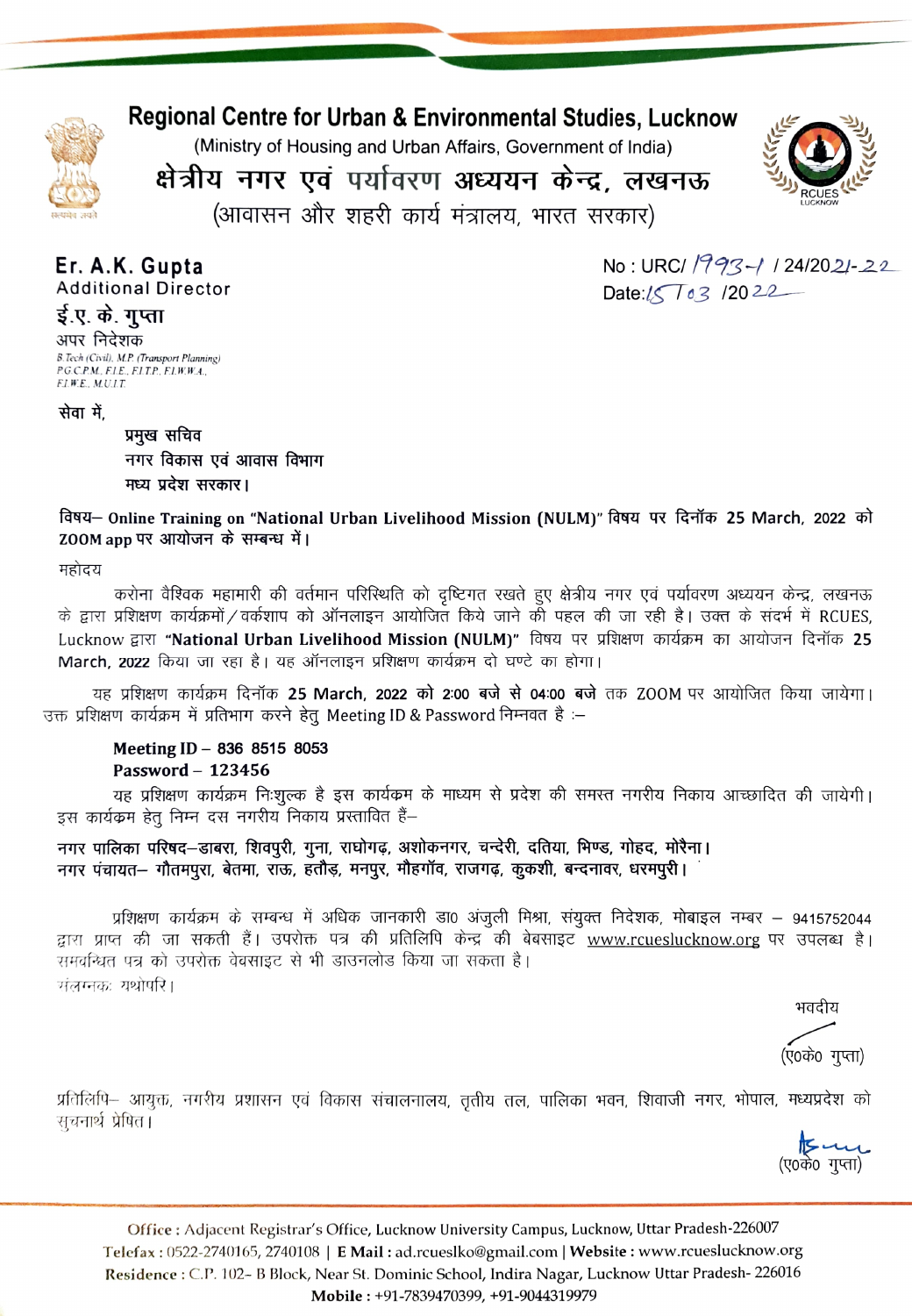# Regional Centre for Urban & Environmental Studies, Lucknow

(Ministry of Housing and Urban Affairs, Government of India)

## क्षेत्रीय नगर एवं पर्यावरण अध्ययन केन्द्र, लखनऊ

(आवासन और शहरी कार्य मंत्रालय, भारत सरकार)

**Er. A.K. Gupta**
Additional Director

**ई.ए. के. गुप्ता**
अपर निदेशक

*B.Tech (Civil), M.P. (Transport Planning)*
*P.G.C.P.M., F.I.E., F.I.T.P., F.I.W.W.A.,*
*F.I.W.E., M.U.I.T.*

No : URC/ 1993-1 / 24/2021-22
Date: 15 / 03 /2022

**सेवा में,**

**प्रमुख सचिव**
**नगर विकास एवं आवास विभाग**
**मध्य प्रदेश सरकार।**

**विषय– Online Training on "National Urban Livelihood Mission (NULM)" विषय पर दिनॉक 25 March, 2022 को ZOOM app पर आयोजन के सम्बन्ध में।**

महोदय

करोना वैश्विक महामारी की वर्तमान परिस्थिति को दृष्टिगत रखते हुए क्षेत्रीय नगर एवं पर्यावरण अध्ययन केन्द्र, लखनऊ के द्वारा प्रशिक्षण कार्यक्रमों / वर्कशाप को ऑनलाइन आयोजित किये जाने की पहल की जा रही है। उक्त के संदर्भ में RCUES, Lucknow द्वारा **"National Urban Livelihood Mission (NULM)"** विषय पर प्रशिक्षण कार्यक्रम का आयोजन दिनॉक **25 March, 2022** किया जा रहा है। यह ऑनलाइन प्रशिक्षण कार्यक्रम दो घण्टे का होगा।

यह प्रशिक्षण कार्यक्रम दिनॉक **25 March, 2022 को 2:00 बजे से 04:00 बजे** तक ZOOM पर आयोजित किया जायेगा। उक्त प्रशिक्षण कार्यक्रम में प्रतिभाग करने हेतु Meeting ID & Password निम्नवत है :–

**Meeting ID – 836 8515 8053**
**Password – 123456**

यह प्रशिक्षण कार्यक्रम निःशुल्क है इस कार्यक्रम के माध्यम से प्रदेश की समस्त नगरीय निकाय आच्छादित की जायेगी। इस कार्यक्रम हेतु निम्न दस नगरीय निकाय प्रस्तावित हैं–

**नगर पालिका परिषद–डाबरा, शिवपुरी, गुना, राघोगढ़, अशोकनगर, चन्देरी, दतिया, भिण्ड, गोहद, मोरैना।**
**नगर पंचायत– गौतमपुरा, बेतमा, राऊ, हतौड़, मनपुर, मौहगॉव, राजगढ़, कुकशी, बन्दनावर, धरमपुरी।**

प्रशिक्षण कार्यक्रम के सम्बन्ध में अधिक जानकारी डा0 अंजुली मिश्रा, संयुक्त निदेशक, मोबाइल नम्बर – 9415752044 द्वारा प्राप्त की जा सकती हैं। उपरोक्त पत्र की प्रतिलिपि केन्द्र की बेबसाइट www.rcueslucknow.org पर उपलब्ध है। सम्बन्धित पत्र को उपरोक्त वेबसाइट से भी डाउनलोड किया जा सकता है।
संलग्नकः यथोपरि।

भवदीय

(ए0के0 गुप्ता)

प्रतिलिपि– आयुक्त, नगरीय प्रशासन एवं विकास संचालनालय, तृतीय तल, पालिका भवन, शिवाजी नगर, भोपाल, मध्यप्रदेश को सूचनार्थ प्रेषित।

(ए0के0 गुप्ता)

**Office :** Adjacent Registrar's Office, Lucknow University Campus, Lucknow, Uttar Pradesh-226007
**Telefax :** 0522-2740165, 2740108 | **E Mail :** ad.rcueslko@gmail.com | **Website :** www.rcueslucknow.org
**Residence :** C.P. 102- B Block, Near St. Dominic School, Indira Nagar, Lucknow Uttar Pradesh- 226016
**Mobile :** +91-7839470399, +91-9044319979